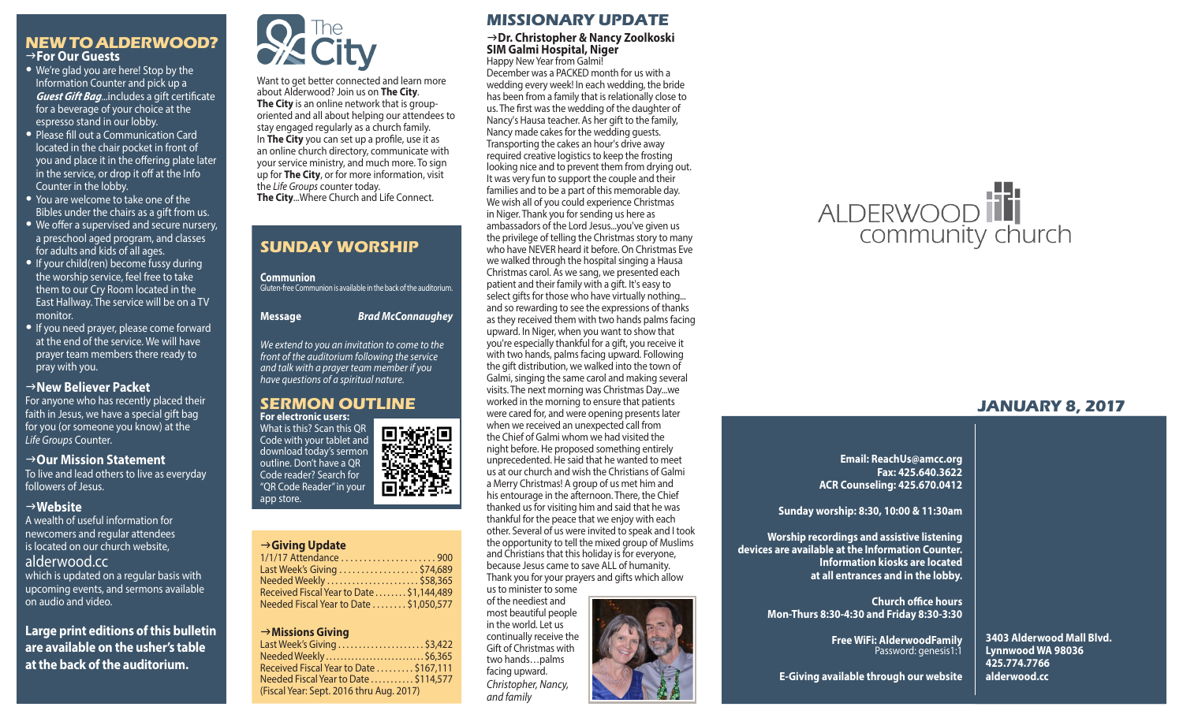## NEW TO ALDERWOOD?

### →For Our Guests

- We're glad you are here! Stop by the Information Counter and pick up a ***Guest Gift Bag***...includes a gift certificate for a beverage of your choice at the espresso stand in our lobby.
- Please fill out a Communication Card located in the chair pocket in front of you and place it in the offering plate later in the service, or drop it off at the Info Counter in the lobby.
- You are welcome to take one of the Bibles under the chairs as a gift from us.
- We offer a supervised and secure nursery, a preschool aged program, and classes for adults and kids of all ages.
- If your child(ren) become fussy during the worship service, feel free to take them to our Cry Room located in the East Hallway. The service will be on a TV monitor.
- If you need prayer, please come forward at the end of the service. We will have prayer team members there ready to pray with you.

### →New Believer Packet

For anyone who has recently placed their faith in Jesus, we have a special gift bag for you (or someone you know) at the *Life Groups* Counter.

### →Our Mission Statement

To live and lead others to live as everyday followers of Jesus.

### →Website

A wealth of useful information for newcomers and regular attendees is located on our church website, alderwood.cc which is updated on a regular basis with upcoming events, and sermons available on audio and video.

**Large print editions of this bulletin are available on the usher's table at the back of the auditorium.**

## The City

Want to get better connected and learn more about Alderwood? Join us on **The City**. **The City** is an online network that is group-oriented and all about helping our attendees to stay engaged regularly as a church family. In **The City** you can set up a profile, use it as an online church directory, communicate with your service ministry, and much more. To sign up for **The City**, or for more information, visit the *Life Groups* counter today.

**The City**...Where Church and Life Connect.

## SUNDAY WORSHIP

**Communion**
Gluten-free Communion is available in the back of the auditorium.

**Message** ***Brad McConnaughey***

*We extend to you an invitation to come to the front of the auditorium following the service and talk with a prayer team member if you have questions of a spiritual nature.*

## SERMON OUTLINE

**For electronic users:**
What is this? Scan this QR Code with your tablet and download today's sermon outline. Don't have a QR Code reader? Search for "QR Code Reader" in your app store.

### →Giving Update

| | |
|---|---|
| 1/1/17 Attendance | 900 |
| Last Week's Giving | $74,689 |
| Needed Weekly | $58,365 |
| Received Fiscal Year to Date | $1,144,489 |
| Needed Fiscal Year to Date | $1,050,577 |

### →Missions Giving

| | |
|---|---|
| Last Week's Giving | $3,422 |
| Needed Weekly | $6,365 |
| Received Fiscal Year to Date | $167,111 |
| Needed Fiscal Year to Date | $114,577 |

(Fiscal Year: Sept. 2016 thru Aug. 2017)

## MISSIONARY UPDATE

### →Dr. Christopher & Nancy Zoolkoski SIM Galmi Hospital, Niger

Happy New Year from Galmi!

December was a PACKED month for us with a wedding every week! In each wedding, the bride has been from a family that is relationally close to us. The first was the wedding of the daughter of Nancy's Hausa teacher. As her gift to the family, Nancy made cakes for the wedding guests. Transporting the cakes an hour's drive away required creative logistics to keep the frosting looking nice and to prevent them from drying out. It was very fun to support the couple and their families and to be a part of this memorable day. We wish all of you could experience Christmas in Niger. Thank you for sending us here as ambassadors of the Lord Jesus...you've given us the privilege of telling the Christmas story to many who have NEVER heard it before. On Christmas Eve we walked through the hospital singing a Hausa Christmas carol. As we sang, we presented each patient and their family with a gift. It's easy to select gifts for those who have virtually nothing... and so rewarding to see the expressions of thanks as they received them with two hands palms facing upward. In Niger, when you want to show that you're especially thankful for a gift, you receive it with two hands, palms facing upward. Following the gift distribution, we walked into the town of Galmi, singing the same carol and making several visits. The next morning was Christmas Day...we worked in the morning to ensure that patients were cared for, and were opening presents later when we received an unexpected call from the Chief of Galmi whom we had visited the night before. He proposed something entirely unprecedented. He said that he wanted to meet us at our church and wish the Christians of Galmi a Merry Christmas! A group of us met him and his entourage in the afternoon. There, the Chief thanked us for visiting him and said that he was thankful for the peace that we enjoy with each other. Several of us were invited to speak and I took the opportunity to tell the mixed group of Muslims and Christians that this holiday is for everyone, because Jesus came to save ALL of humanity. Thank you for your prayers and gifts which allow us to minister to some of the neediest and most beautiful people in the world. Let us continually receive the Gift of Christmas with two hands…palms facing upward.

*Christopher, Nancy, and family*

ALDERWOOD community church

## JANUARY 8, 2017

**Email: ReachUs@amcc.org**
**Fax: 425.640.3622**
**ACR Counseling: 425.670.0412**

**Sunday worship: 8:30, 10:00 & 11:30am**

**Worship recordings and assistive listening devices are available at the Information Counter. Information kiosks are located at all entrances and in the lobby.**

**Church office hours**
**Mon-Thurs 8:30-4:30 and Friday 8:30-3:30**

**Free WiFi: AlderwoodFamily**
Password: genesis1:1

**E-Giving available through our website**

**3403 Alderwood Mall Blvd.**
**Lynnwood WA 98036**
**425.774.7766**
**alderwood.cc**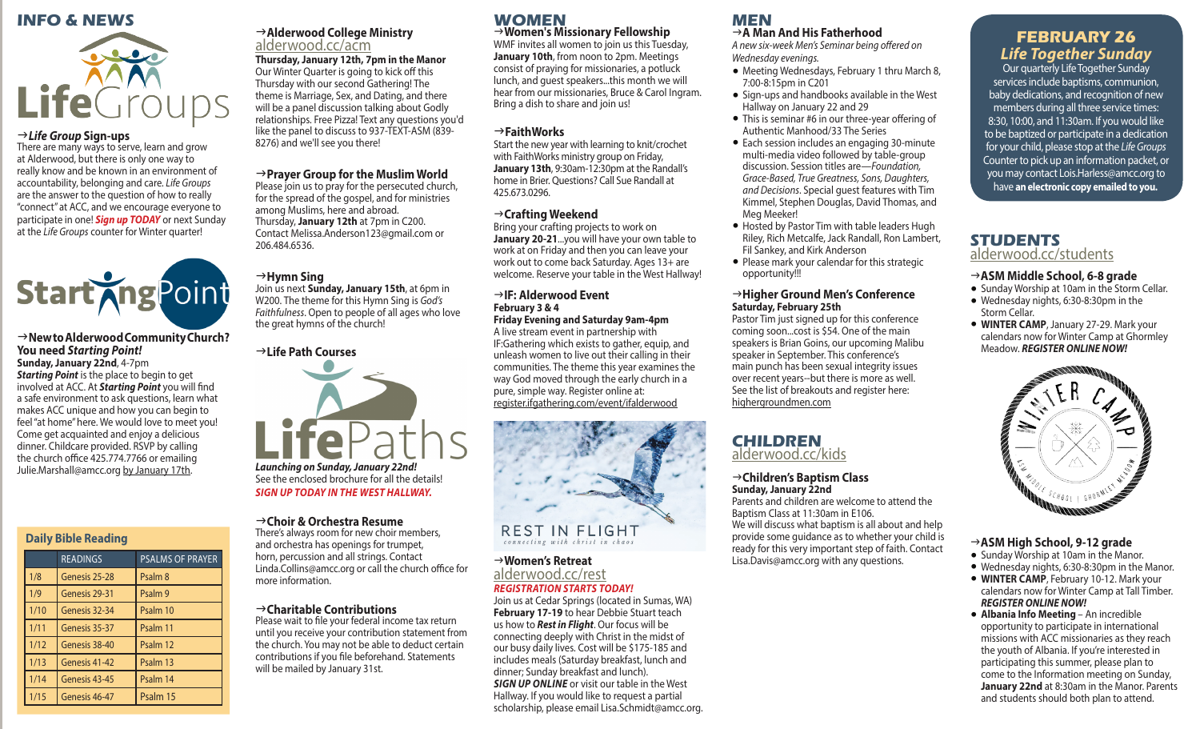# INFO & NEWS

LifeGroups

### →*Life Group* Sign-ups

There are many ways to serve, learn and grow at Alderwood, but there is only one way to really know and be known in an environment of accountability, belonging and care. *Life Groups* are the answer to the question of how to really "connect" at ACC, and we encourage everyone to participate in one! ***Sign up TODAY*** or next Sunday at the *Life Groups* counter for Winter quarter!

StartingPoint

### →New to Alderwood Community Church? You need *Starting Point!*

**Sunday, January 22nd**, 4-7pm

***Starting Point*** is the place to begin to get involved at ACC. At ***Starting Point*** you will find a safe environment to ask questions, learn what makes ACC unique and how you can begin to feel "at home" here. We would love to meet you! Come get acquainted and enjoy a delicious dinner. Childcare provided. RSVP by calling the church office 425.774.7766 or emailing Julie.Marshall@amcc.org by January 17th.

### Daily Bible Reading

| | READINGS | PSALMS OF PRAYER |
|---|---|---|
| 1/8 | Genesis 25-28 | Psalm 8 |
| 1/9 | Genesis 29-31 | Psalm 9 |
| 1/10 | Genesis 32-34 | Psalm 10 |
| 1/11 | Genesis 35-37 | Psalm 11 |
| 1/12 | Genesis 38-40 | Psalm 12 |
| 1/13 | Genesis 41-42 | Psalm 13 |
| 1/14 | Genesis 43-45 | Psalm 14 |
| 1/15 | Genesis 46-47 | Psalm 15 |

### →Alderwood College Ministry

alderwood.cc/acm

**Thursday, January 12th, 7pm in the Manor**

Our Winter Quarter is going to kick off this Thursday with our second Gathering! The theme is Marriage, Sex, and Dating, and there will be a panel discussion talking about Godly relationships. Free Pizza! Text any questions you'd like the panel to discuss to 937-TEXT-ASM (839-8276) and we'll see you there!

### →Prayer Group for the Muslim World

Please join us to pray for the persecuted church, for the spread of the gospel, and for ministries among Muslims, here and abroad. Thursday, **January 12th** at 7pm in C200. Contact Melissa.Anderson123@gmail.com or 206.484.6536.

### →Hymn Sing

Join us next **Sunday, January 15th**, at 6pm in W200. The theme for this Hymn Sing is *God's Faithfulness*. Open to people of all ages who love the great hymns of the church!

### →Life Path Courses

LifePaths

***Launching on Sunday, January 22nd!***

See the enclosed brochure for all the details!

***SIGN UP TODAY IN THE WEST HALLWAY.***

### →Choir & Orchestra Resume

There's always room for new choir members, and orchestra has openings for trumpet, horn, percussion and all strings. Contact Linda.Collins@amcc.org or call the church office for more information.

### →Charitable Contributions

Please wait to file your federal income tax return until you receive your contribution statement from the church. You may not be able to deduct certain contributions if you file beforehand. Statements will be mailed by January 31st.

## WOMEN

### →Women's Missionary Fellowship

WMF invites all women to join us this Tuesday, **January 10th**, from noon to 2pm. Meetings consist of praying for missionaries, a potluck lunch, and guest speakers...this month we will hear from our missionaries, Bruce & Carol Ingram. Bring a dish to share and join us!

### →FaithWorks

Start the new year with learning to knit/crochet with FaithWorks ministry group on Friday, **January 13th**, 9:30am-12:30pm at the Randall's home in Brier. Questions? Call Sue Randall at 425.673.0296.

### →Crafting Weekend

Bring your crafting projects to work on **January 20-21**...you will have your own table to work at on Friday and then you can leave your work out to come back Saturday. Ages 13+ are welcome. Reserve your table in the West Hallway!

### →IF: Alderwood Event

**February 3 & 4**

**Friday Evening and Saturday 9am-4pm**

A live stream event in partnership with IF:Gathering which exists to gather, equip, and unleash women to live out their calling in their communities. The theme this year examines the way God moved through the early church in a pure, simple way. Register online at: register.ifgathering.com/event/ifalderwood

REST IN FLIGHT
connecting with christ in chaos

### →Women's Retreat

alderwood.cc/rest

***REGISTRATION STARTS TODAY!***

Join us at Cedar Springs (located in Sumas, WA) **February 17-19** to hear Debbie Stuart teach us how to ***Rest in Flight***. Our focus will be connecting deeply with Christ in the midst of our busy daily lives. Cost will be $175-185 and includes meals (Saturday breakfast, lunch and dinner; Sunday breakfast and lunch).

***SIGN UP ONLINE*** or visit our table in the West Hallway. If you would like to request a partial scholarship, please email Lisa.Schmidt@amcc.org.

## MEN

### →A Man And His Fatherhood

*A new six-week Men's Seminar being offered on Wednesday evenings.*

- Meeting Wednesdays, February 1 thru March 8, 7:00-8:15pm in C201
- Sign-ups and handbooks available in the West Hallway on January 22 and 29
- This is seminar #6 in our three-year offering of Authentic Manhood/33 The Series
- Each session includes an engaging 30-minute multi-media video followed by table-group discussion. Session titles are—*Foundation, Grace-Based, True Greatness, Sons, Daughters, and Decisions*. Special guest features with Tim Kimmel, Stephen Douglas, David Thomas, and Meg Meeker!
- Hosted by Pastor Tim with table leaders Hugh Riley, Rich Metcalfe, Jack Randall, Ron Lambert, Fil Sankey, and Kirk Anderson
- Please mark your calendar for this strategic opportunity!!!

### →Higher Ground Men's Conference

**Saturday, February 25th**

Pastor Tim just signed up for this conference coming soon...cost is $54. One of the main speakers is Brian Goins, our upcoming Malibu speaker in September. This conference's main punch has been sexual integrity issues over recent years--but there is more as well. See the list of breakouts and register here: highergroundmen.com

## CHILDREN

alderwood.cc/kids

### →Children's Baptism Class

**Sunday, January 22nd**

Parents and children are welcome to attend the Baptism Class at 11:30am in E106. We will discuss what baptism is all about and help provide some guidance as to whether your child is ready for this very important step of faith. Contact Lisa.Davis@amcc.org with any questions.

## FEBRUARY 26
## *Life Together Sunday*

Our quarterly Life Together Sunday services include baptisms, communion, baby dedications, and recognition of new members during all three service times: 8:30, 10:00, and 11:30am. If you would like to be baptized or participate in a dedication for your child, please stop at the *Life Groups* Counter to pick up an information packet, or you may contact Lois.Harless@amcc.org to have **an electronic copy emailed to you.**

## STUDENTS

alderwood.cc/students

### →ASM Middle School, 6-8 grade

- Sunday Worship at 10am in the Storm Cellar.
- Wednesday nights, 6:30-8:30pm in the Storm Cellar.
- **WINTER CAMP**, January 27-29. Mark your calendars now for Winter Camp at Ghormley Meadow. ***REGISTER ONLINE NOW!***

WINTER CAMP — ASM MIDDLE SCHOOL | GHORMLEY MEADOW

### →ASM High School, 9-12 grade

- Sunday Worship at 10am in the Manor.
- Wednesday nights, 6:30-8:30pm in the Manor.
- **WINTER CAMP**, February 10-12. Mark your calendars now for Winter Camp at Tall Timber. ***REGISTER ONLINE NOW!***
- **Albania Info Meeting** – An incredible opportunity to participate in international missions with ACC missionaries as they reach the youth of Albania. If you're interested in participating this summer, please plan to come to the Information meeting on Sunday, **January 22nd** at 8:30am in the Manor. Parents and students should both plan to attend.